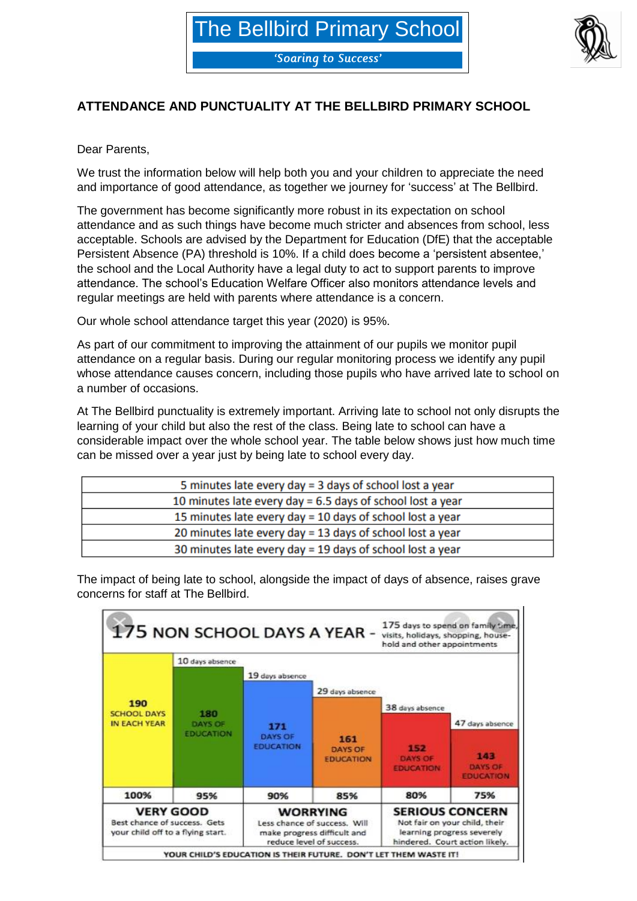# The Bellbird Primary School

*'Soaring to Success'*

## ATTENDANCE AND PUNCTUALITY AT THE BELLBIRD PRIMARY SCHOOL

Dear Parents,

We trust the information below will help both you and your children to appreciate the need and importance of good attendance, as together we journey for 'success' at The Bellbird.

The government has become significantly more robust in its expectation on school attendance and as such things have become much stricter and absences from school, less acceptable. Schools are advised by the Department for Education (DfE) that the acceptable Persistent Absence (PA) threshold is 10%. If a child does become a 'persistent absentee,' the school and the Local Authority have a legal duty to act to support parents to improve attendance. The school's Education Welfare Officer also monitors attendance levels and regular meetings are held with parents where attendance is a concern.

Our whole school attendance target this year (2020) is 95%.

As part of our commitment to improving the attainment of our pupils we monitor pupil attendance on a regular basis. During our regular monitoring process we identify any pupil whose attendance causes concern, including those pupils who have arrived late to school on a number of occasions.

At The Bellbird punctuality is extremely important. Arriving late to school not only disrupts the learning of your child but also the rest of the class. Being late to school can have a considerable impact over the whole school year. The table below shows just how much time can be missed over a year just by being late to school every day.

| |
|---|
| 5 minutes late every day = 3 days of school lost a year |
| 10 minutes late every day = 6.5 days of school lost a year |
| 15 minutes late every day = 10 days of school lost a year |
| 20 minutes late every day = 13 days of school lost a year |
| 30 minutes late every day = 19 days of school lost a year |

The impact of being late to school, alongside the impact of days of absence, raises grave concerns for staff at The Bellbird.

**175 NON SCHOOL DAYS A YEAR** – 175 days to spend on family time, visits, holidays, shopping, household and other appointments

| 190 SCHOOL DAYS IN EACH YEAR | 10 days absence: 180 DAYS OF EDUCATION | 19 days absence: 171 DAYS OF EDUCATION | 29 days absence: 161 DAYS OF EDUCATION | 38 days absence: 152 DAYS OF EDUCATION | 47 days absence: 143 DAYS OF EDUCATION |
|---|---|---|---|---|---|
| 100% | 95% | 90% | 85% | 80% | 75% |
| **VERY GOOD** Best chance of success. Gets your child off to a flying start. | | **WORRYING** Less chance of success. Will make progress difficult and reduce level of success. | | **SERIOUS CONCERN** Not fair on your child, their learning progress severely hindered. Court action likely. | |

**YOUR CHILD'S EDUCATION IS THEIR FUTURE. DON'T LET THEM WASTE IT!**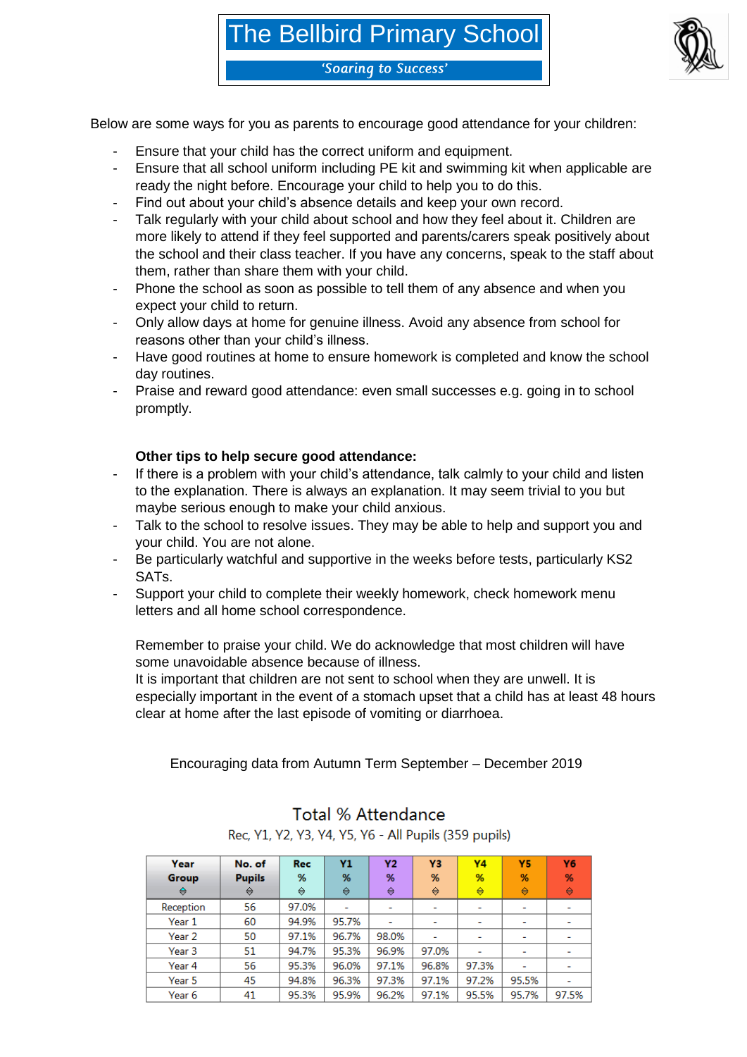# The Bellbird Primary School

*'Soaring to Success'*

Below are some ways for you as parents to encourage good attendance for your children:

- Ensure that your child has the correct uniform and equipment.
- Ensure that all school uniform including PE kit and swimming kit when applicable are ready the night before. Encourage your child to help you to do this.
- Find out about your child's absence details and keep your own record.
- Talk regularly with your child about school and how they feel about it. Children are more likely to attend if they feel supported and parents/carers speak positively about the school and their class teacher. If you have any concerns, speak to the staff about them, rather than share them with your child.
- Phone the school as soon as possible to tell them of any absence and when you expect your child to return.
- Only allow days at home for genuine illness. Avoid any absence from school for reasons other than your child's illness.
- Have good routines at home to ensure homework is completed and know the school day routines.
- Praise and reward good attendance: even small successes e.g. going in to school promptly.

**Other tips to help secure good attendance:**

- If there is a problem with your child's attendance, talk calmly to your child and listen to the explanation. There is always an explanation. It may seem trivial to you but maybe serious enough to make your child anxious.
- Talk to the school to resolve issues. They may be able to help and support you and your child. You are not alone.
- Be particularly watchful and supportive in the weeks before tests, particularly KS2 SATs.
- Support your child to complete their weekly homework, check homework menu letters and all home school correspondence.

Remember to praise your child. We do acknowledge that most children will have some unavoidable absence because of illness.

It is important that children are not sent to school when they are unwell. It is especially important in the event of a stomach upset that a child has at least 48 hours clear at home after the last episode of vomiting or diarrhoea.

Encouraging data from Autumn Term September – December 2019

## Total % Attendance

Rec, Y1, Y2, Y3, Y4, Y5, Y6 - All Pupils (359 pupils)

| Year Group | No. of Pupils | Rec % | Y1 % | Y2 % | Y3 % | Y4 % | Y5 % | Y6 % |
|---|---|---|---|---|---|---|---|---|
| Reception | 56 | 97.0% | - | - | - | - | - | - |
| Year 1 | 60 | 94.9% | 95.7% | - | - | - | - | - |
| Year 2 | 50 | 97.1% | 96.7% | 98.0% | - | - | - | - |
| Year 3 | 51 | 94.7% | 95.3% | 96.9% | 97.0% | - | - | - |
| Year 4 | 56 | 95.3% | 96.0% | 97.1% | 96.8% | 97.3% | - | - |
| Year 5 | 45 | 94.8% | 96.3% | 97.3% | 97.1% | 97.2% | 95.5% | - |
| Year 6 | 41 | 95.3% | 95.9% | 96.2% | 97.1% | 95.5% | 95.7% | 97.5% |